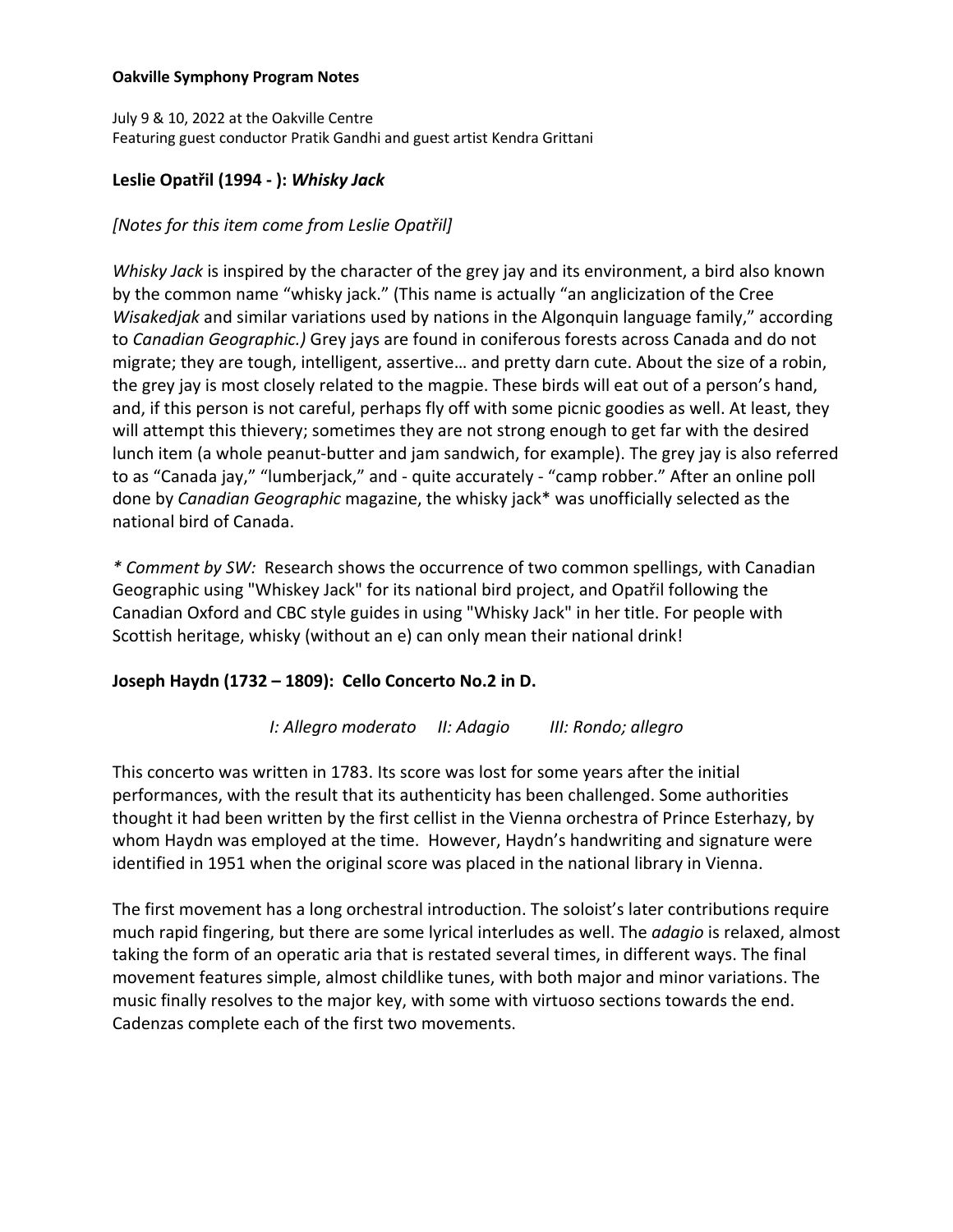**Oakville Symphony Program Notes**

July 9 & 10, 2022 at the Oakville Centre
Featuring guest conductor Pratik Gandhi and guest artist Kendra Grittani

## Leslie Opatřil (1994 - ): *Whisky Jack*

*[Notes for this item come from Leslie Opatřil]*

*Whisky Jack* is inspired by the character of the grey jay and its environment, a bird also known by the common name "whisky jack." (This name is actually "an anglicization of the Cree *Wisakedjak* and similar variations used by nations in the Algonquin language family," according to *Canadian Geographic.)* Grey jays are found in coniferous forests across Canada and do not migrate; they are tough, intelligent, assertive… and pretty darn cute. About the size of a robin, the grey jay is most closely related to the magpie. These birds will eat out of a person's hand, and, if this person is not careful, perhaps fly off with some picnic goodies as well. At least, they will attempt this thievery; sometimes they are not strong enough to get far with the desired lunch item (a whole peanut-butter and jam sandwich, for example). The grey jay is also referred to as "Canada jay," "lumberjack," and - quite accurately - "camp robber." After an online poll done by *Canadian Geographic* magazine, the whisky jack* was unofficially selected as the national bird of Canada.

*\* Comment by SW:* Research shows the occurrence of two common spellings, with Canadian Geographic using "Whiskey Jack" for its national bird project, and Opatřil following the Canadian Oxford and CBC style guides in using "Whisky Jack" in her title. For people with Scottish heritage, whisky (without an e) can only mean their national drink!

## Joseph Haydn (1732 – 1809): Cello Concerto No.2 in D.

*I: Allegro moderato   II: Adagio   III: Rondo; allegro*

This concerto was written in 1783. Its score was lost for some years after the initial performances, with the result that its authenticity has been challenged. Some authorities thought it had been written by the first cellist in the Vienna orchestra of Prince Esterhazy, by whom Haydn was employed at the time. However, Haydn's handwriting and signature were identified in 1951 when the original score was placed in the national library in Vienna.

The first movement has a long orchestral introduction. The soloist's later contributions require much rapid fingering, but there are some lyrical interludes as well. The *adagio* is relaxed, almost taking the form of an operatic aria that is restated several times, in different ways. The final movement features simple, almost childlike tunes, with both major and minor variations. The music finally resolves to the major key, with some with virtuoso sections towards the end. Cadenzas complete each of the first two movements.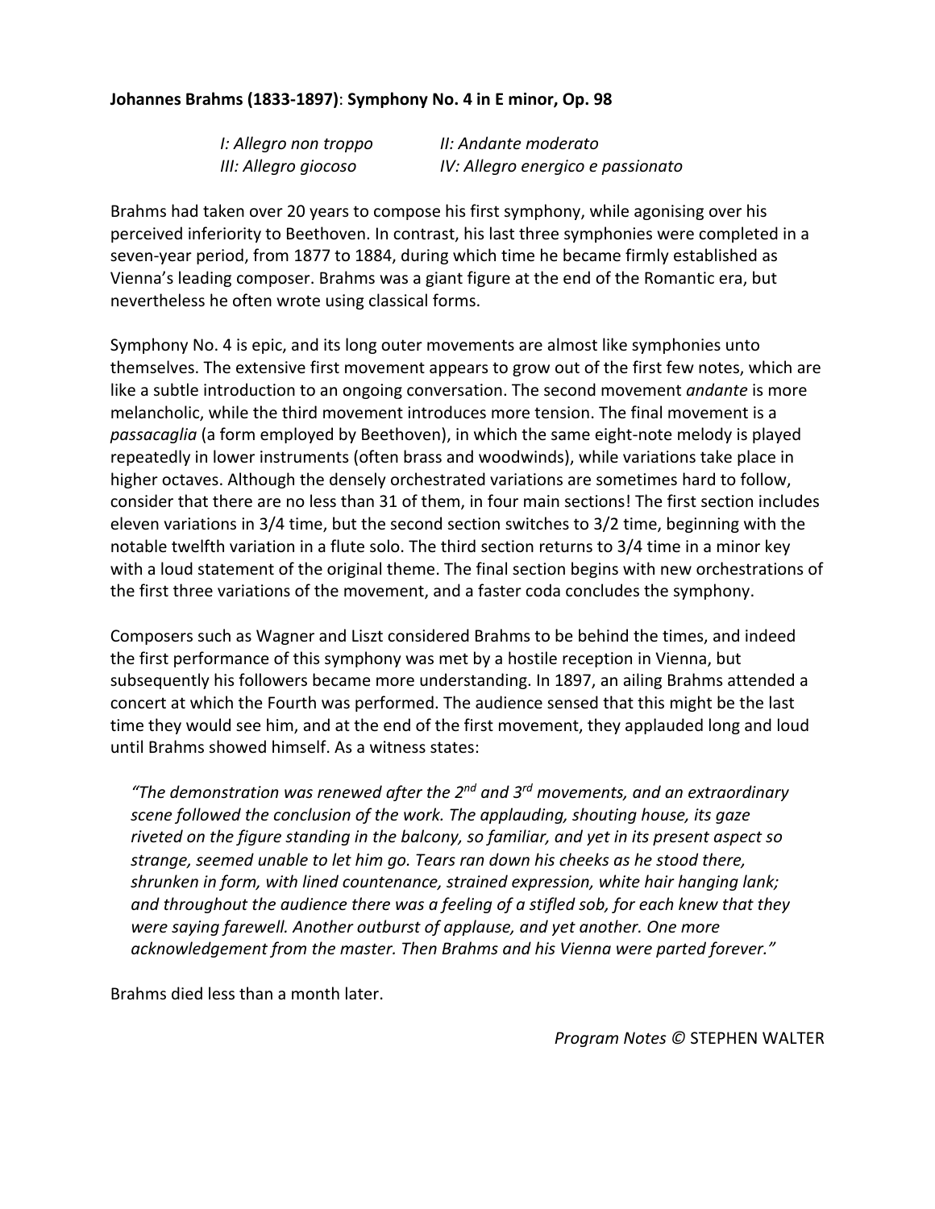**Johannes Brahms (1833-1897)**: **Symphony No. 4 in E minor, Op. 98**

*I: Allegro non troppo* — *II: Andante moderato*
*III: Allegro giocoso* — *IV: Allegro energico e passionato*

Brahms had taken over 20 years to compose his first symphony, while agonising over his perceived inferiority to Beethoven. In contrast, his last three symphonies were completed in a seven-year period, from 1877 to 1884, during which time he became firmly established as Vienna's leading composer. Brahms was a giant figure at the end of the Romantic era, but nevertheless he often wrote using classical forms.

Symphony No. 4 is epic, and its long outer movements are almost like symphonies unto themselves. The extensive first movement appears to grow out of the first few notes, which are like a subtle introduction to an ongoing conversation. The second movement *andante* is more melancholic, while the third movement introduces more tension. The final movement is a *passacaglia* (a form employed by Beethoven), in which the same eight-note melody is played repeatedly in lower instruments (often brass and woodwinds), while variations take place in higher octaves. Although the densely orchestrated variations are sometimes hard to follow, consider that there are no less than 31 of them, in four main sections! The first section includes eleven variations in 3/4 time, but the second section switches to 3/2 time, beginning with the notable twelfth variation in a flute solo. The third section returns to 3/4 time in a minor key with a loud statement of the original theme. The final section begins with new orchestrations of the first three variations of the movement, and a faster coda concludes the symphony.

Composers such as Wagner and Liszt considered Brahms to be behind the times, and indeed the first performance of this symphony was met by a hostile reception in Vienna, but subsequently his followers became more understanding. In 1897, an ailing Brahms attended a concert at which the Fourth was performed. The audience sensed that this might be the last time they would see him, and at the end of the first movement, they applauded long and loud until Brahms showed himself. As a witness states:

> *"The demonstration was renewed after the 2nd and 3rd movements, and an extraordinary scene followed the conclusion of the work. The applauding, shouting house, its gaze riveted on the figure standing in the balcony, so familiar, and yet in its present aspect so strange, seemed unable to let him go. Tears ran down his cheeks as he stood there, shrunken in form, with lined countenance, strained expression, white hair hanging lank; and throughout the audience there was a feeling of a stifled sob, for each knew that they were saying farewell. Another outburst of applause, and yet another. One more acknowledgement from the master. Then Brahms and his Vienna were parted forever."*

Brahms died less than a month later.

*Program Notes ©* STEPHEN WALTER